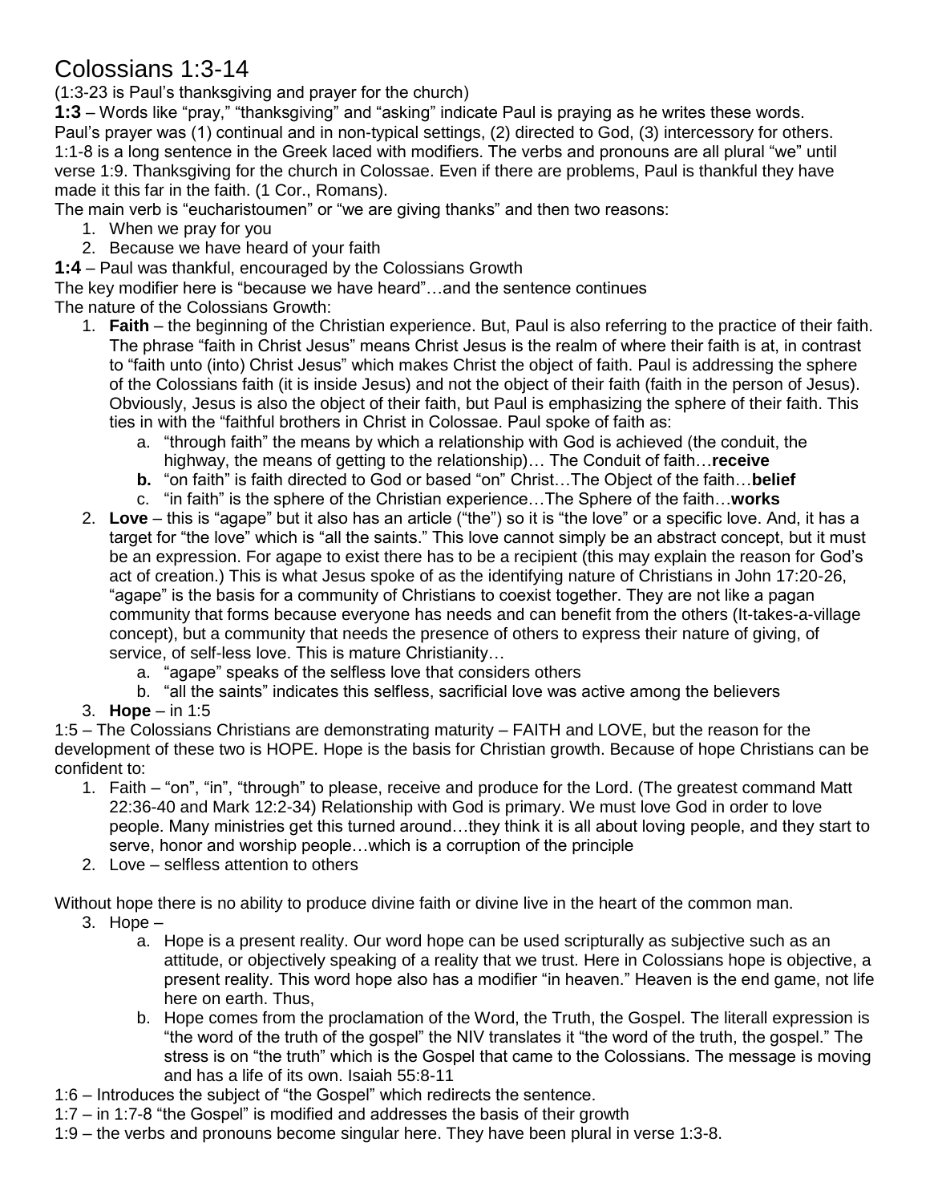# Colossians 1:3-14

(1:3-23 is Paul's thanksgiving and prayer for the church)

**1:3** – Words like "pray," "thanksgiving" and "asking" indicate Paul is praying as he writes these words. Paul's prayer was (1) continual and in non-typical settings, (2) directed to God, (3) intercessory for others. 1:1-8 is a long sentence in the Greek laced with modifiers. The verbs and pronouns are all plural "we" until verse 1:9. Thanksgiving for the church in Colossae. Even if there are problems, Paul is thankful they have made it this far in the faith. (1 Cor., Romans).

The main verb is "eucharistoumen" or "we are giving thanks" and then two reasons:

1. When we pray for you
2. Because we have heard of your faith

**1:4** – Paul was thankful, encouraged by the Colossians Growth

The key modifier here is "because we have heard"…and the sentence continues

The nature of the Colossians Growth:

1. **Faith** – the beginning of the Christian experience. But, Paul is also referring to the practice of their faith. The phrase "faith in Christ Jesus" means Christ Jesus is the realm of where their faith is at, in contrast to "faith unto (into) Christ Jesus" which makes Christ the object of faith. Paul is addressing the sphere of the Colossians faith (it is inside Jesus) and not the object of their faith (faith in the person of Jesus). Obviously, Jesus is also the object of their faith, but Paul is emphasizing the sphere of their faith. This ties in with the "faithful brothers in Christ in Colossae. Paul spoke of faith as:
   a. "through faith" the means by which a relationship with God is achieved (the conduit, the highway, the means of getting to the relationship)… The Conduit of faith…**receive**
   **b.** "on faith" is faith directed to God or based "on" Christ…The Object of the faith…**belief**
   c. "in faith" is the sphere of the Christian experience…The Sphere of the faith…**works**
2. **Love** – this is "agape" but it also has an article ("the") so it is "the love" or a specific love. And, it has a target for "the love" which is "all the saints." This love cannot simply be an abstract concept, but it must be an expression. For agape to exist there has to be a recipient (this may explain the reason for God's act of creation.) This is what Jesus spoke of as the identifying nature of Christians in John 17:20-26, "agape" is the basis for a community of Christians to coexist together. They are not like a pagan community that forms because everyone has needs and can benefit from the others (It-takes-a-village concept), but a community that needs the presence of others to express their nature of giving, of service, of self-less love. This is mature Christianity…
   a. "agape" speaks of the selfless love that considers others
   b. "all the saints" indicates this selfless, sacrificial love was active among the believers
3. **Hope** – in 1:5

1:5 – The Colossians Christians are demonstrating maturity – FAITH and LOVE, but the reason for the development of these two is HOPE. Hope is the basis for Christian growth. Because of hope Christians can be confident to:

1. Faith – "on", "in", "through" to please, receive and produce for the Lord. (The greatest command Matt 22:36-40 and Mark 12:2-34) Relationship with God is primary. We must love God in order to love people. Many ministries get this turned around…they think it is all about loving people, and they start to serve, honor and worship people…which is a corruption of the principle
2. Love – selfless attention to others

Without hope there is no ability to produce divine faith or divine live in the heart of the common man.

3. Hope –
   a. Hope is a present reality. Our word hope can be used scripturally as subjective such as an attitude, or objectively speaking of a reality that we trust. Here in Colossians hope is objective, a present reality. This word hope also has a modifier "in heaven." Heaven is the end game, not life here on earth. Thus,
   b. Hope comes from the proclamation of the Word, the Truth, the Gospel. The literall expression is "the word of the truth of the gospel" the NIV translates it "the word of the truth, the gospel." The stress is on "the truth" which is the Gospel that came to the Colossians. The message is moving and has a life of its own. Isaiah 55:8-11

1:6 – Introduces the subject of "the Gospel" which redirects the sentence.

1:7 – in 1:7-8 "the Gospel" is modified and addresses the basis of their growth

1:9 – the verbs and pronouns become singular here. They have been plural in verse 1:3-8.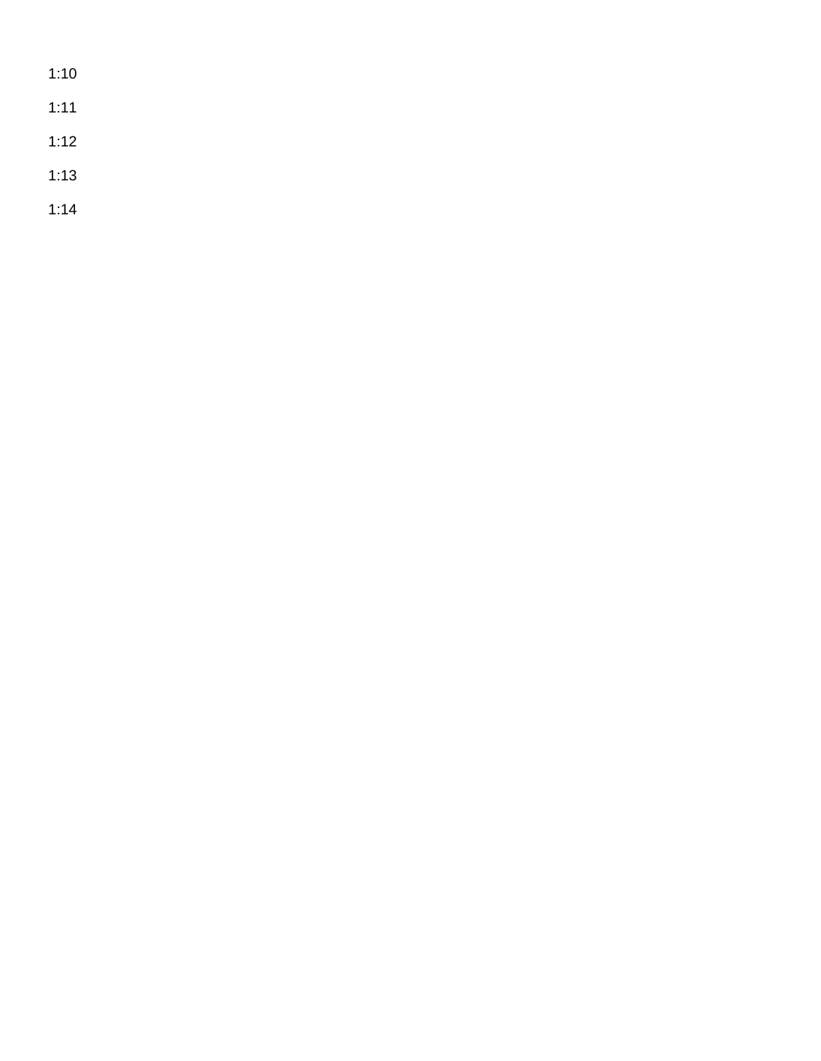1:10

1:11

1:12

1:13

1:14